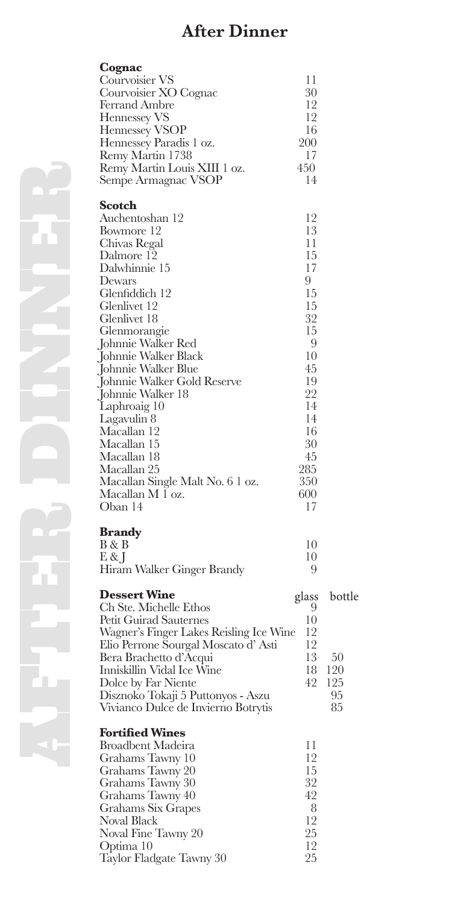# After Dinner

## Cognac

| Item | Price |
|---|---|
| Courvoisier VS | 11 |
| Courvoisier XO Cognac | 30 |
| Ferrand Ambre | 12 |
| Hennessey VS | 12 |
| Hennessey VSOP | 16 |
| Hennessey Paradis 1 oz. | 200 |
| Remy Martin 1738 | 17 |
| Remy Martin Louis XIII 1 oz. | 450 |
| Sempe Armagnac VSOP | 14 |

## Scotch

| Item | Price |
|---|---|
| Auchentoshan 12 | 12 |
| Bowmore 12 | 13 |
| Chivas Regal | 11 |
| Dalmore 12 | 15 |
| Dalwhinnie 15 | 17 |
| Dewars | 9 |
| Glenfiddich 12 | 15 |
| Glenlivet 12 | 15 |
| Glenlivet 18 | 32 |
| Glenmorangie | 15 |
| Johnnie Walker Red | 9 |
| Johnnie Walker Black | 10 |
| Johnnie Walker Blue | 45 |
| Johnnie Walker Gold Reserve | 19 |
| Johnnie Walker 18 | 22 |
| Laphroaig 10 | 14 |
| Lagavulin 8 | 14 |
| Macallan 12 | 16 |
| Macallan 15 | 30 |
| Macallan 18 | 45 |
| Macallan 25 | 285 |
| Macallan Single Malt No. 6 1 oz. | 350 |
| Macallan M 1 oz. | 600 |
| Oban 14 | 17 |

## Brandy

| Item | Price |
|---|---|
| B & B | 10 |
| E & J | 10 |
| Hiram Walker Ginger Brandy | 9 |

## Dessert Wine

| Item | glass | bottle |
|---|---|---|
| Ch Ste. Michelle Ethos | 9 | |
| Petit Guirad Sauternes | 10 | |
| Wagner's Finger Lakes Reisling Ice Wine | 12 | |
| Elio Perrone Sourgal Moscato d' Asti | 12 | |
| Bera Brachetto d'Acqui | 13 | 50 |
| Inniskillin Vidal Ice Wine | 18 | 120 |
| Dolce by Far Niente | 42 | 125 |
| Disznoko Tokaji 5 Puttonyos - Aszu | | 95 |
| Vivianco Dulce de Invierno Botrytis | | 85 |

## Fortified Wines

| Item | Price |
|---|---|
| Broadbent Madeira | 11 |
| Grahams Tawny 10 | 12 |
| Grahams Tawny 20 | 15 |
| Grahams Tawny 30 | 32 |
| Grahams Tawny 40 | 42 |
| Grahams Six Grapes | 8 |
| Noval Black | 12 |
| Noval Fine Tawny 20 | 25 |
| Optima 10 | 12 |
| Taylor Fladgate Tawny 30 | 25 |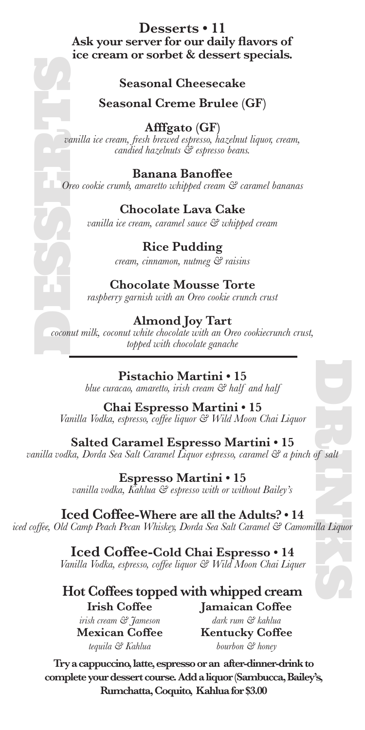# Desserts • 11

**Ask your server for our daily flavors of ice cream or sorbet & dessert specials.**

DESSERTS

### Seasonal Cheesecake

### Seasonal Creme Brulee (GF)

### Afffgato (GF)
*vanilla ice cream, fresh brewed espresso, hazelnut liquor, cream, candied hazelnuts & espresso beans.*

### Banana Banoffee
*Oreo cookie crumb, amaretto whipped cream & caramel bananas*

### Chocolate Lava Cake
*vanilla ice cream, caramel sauce & whipped cream*

### Rice Pudding
*cream, cinnamon, nutmeg & raisins*

### Chocolate Mousse Torte
*raspberry garnish with an Oreo cookie crunch crust*

### Almond Joy Tart
*coconut milk, coconut white chocolate with an Oreo cookiecrunch crust, topped with chocolate ganache*

---

DRINKS

### Pistachio Martini • 15
*blue curacao, amaretto, irish cream & half and half*

### Chai Espresso Martini • 15
*Vanilla Vodka, espresso, coffee liquor & Wild Moon Chai Liquor*

### Salted Caramel Espresso Martini • 15
*vanilla vodka, Dorda Sea Salt Caramel Liquor espresso, caramel & a pinch of salt*

### Espresso Martini • 15
*vanilla vodka, Kahlua & espresso with or without Bailey's*

### Iced Coffee-Where are all the Adults? • 14
*iced coffee, Old Camp Peach Pecan Whiskey, Dorda Sea Salt Caramel & Camomilla Liquor*

### Iced Coffee-Cold Chai Espresso • 14
*Vanilla Vodka, espresso, coffee liquor & Wild Moon Chai Liquer*

## Hot Coffees topped with whipped cream

**Irish Coffee**
*irish cream & Jameson*

**Jamaican Coffee**
*dark rum & kahlua*

**Mexican Coffee**
*tequila & Kahlua*

**Kentucky Coffee**
*bourbon & honey*

**Try a cappuccino, latte, espresso or an after-dinner-drink to complete your dessert course. Add a liquor (Sambucca, Bailey's, Rumchatta, Coquito, Kahlua for $3.00**